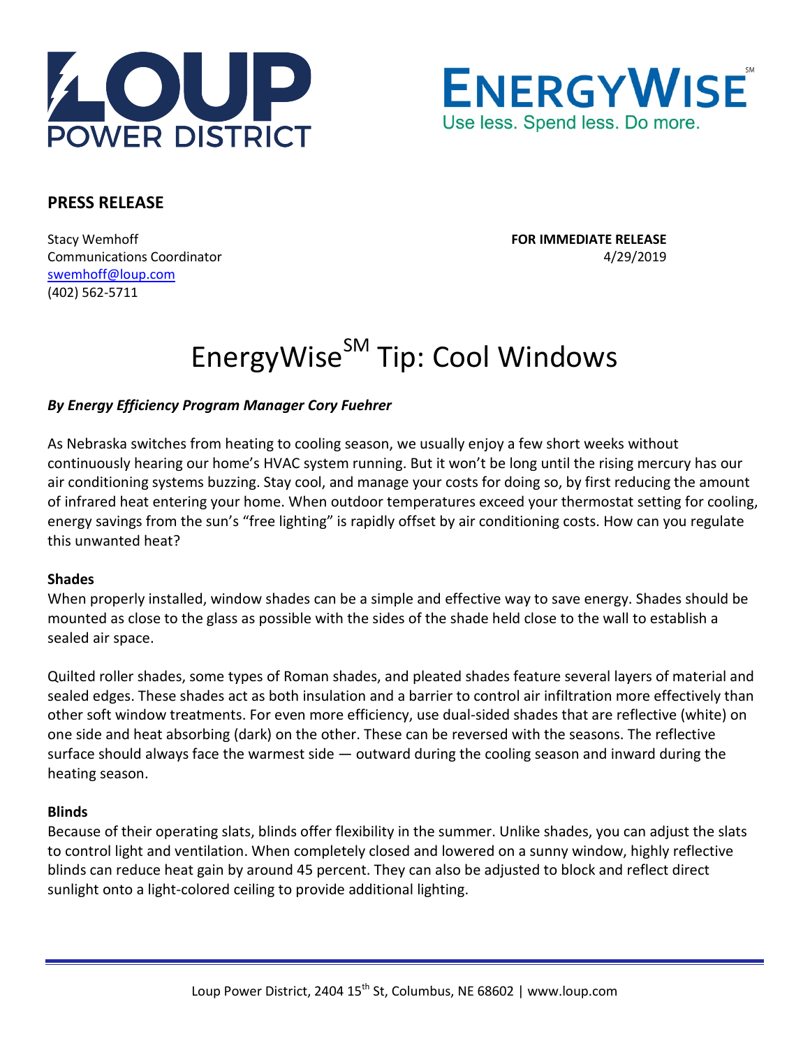LOUP POWER DISTRICT

ENERGYWISE[SM]
Use less. Spend less. Do more.

**PRESS RELEASE**

Stacy Wemhoff
Communications Coordinator
swemhoff@loup.com
(402) 562-5711

**FOR IMMEDIATE RELEASE**
4/29/2019

# EnergyWise[SM] Tip: Cool Windows

***By Energy Efficiency Program Manager Cory Fuehrer***

As Nebraska switches from heating to cooling season, we usually enjoy a few short weeks without continuously hearing our home's HVAC system running. But it won't be long until the rising mercury has our air conditioning systems buzzing. Stay cool, and manage your costs for doing so, by first reducing the amount of infrared heat entering your home. When outdoor temperatures exceed your thermostat setting for cooling, energy savings from the sun's "free lighting" is rapidly offset by air conditioning costs. How can you regulate this unwanted heat?

**Shades**

When properly installed, window shades can be a simple and effective way to save energy. Shades should be mounted as close to the glass as possible with the sides of the shade held close to the wall to establish a sealed air space.

Quilted roller shades, some types of Roman shades, and pleated shades feature several layers of material and sealed edges. These shades act as both insulation and a barrier to control air infiltration more effectively than other soft window treatments. For even more efficiency, use dual-sided shades that are reflective (white) on one side and heat absorbing (dark) on the other. These can be reversed with the seasons. The reflective surface should always face the warmest side — outward during the cooling season and inward during the heating season.

**Blinds**

Because of their operating slats, blinds offer flexibility in the summer. Unlike shades, you can adjust the slats to control light and ventilation. When completely closed and lowered on a sunny window, highly reflective blinds can reduce heat gain by around 45 percent. They can also be adjusted to block and reflect direct sunlight onto a light-colored ceiling to provide additional lighting.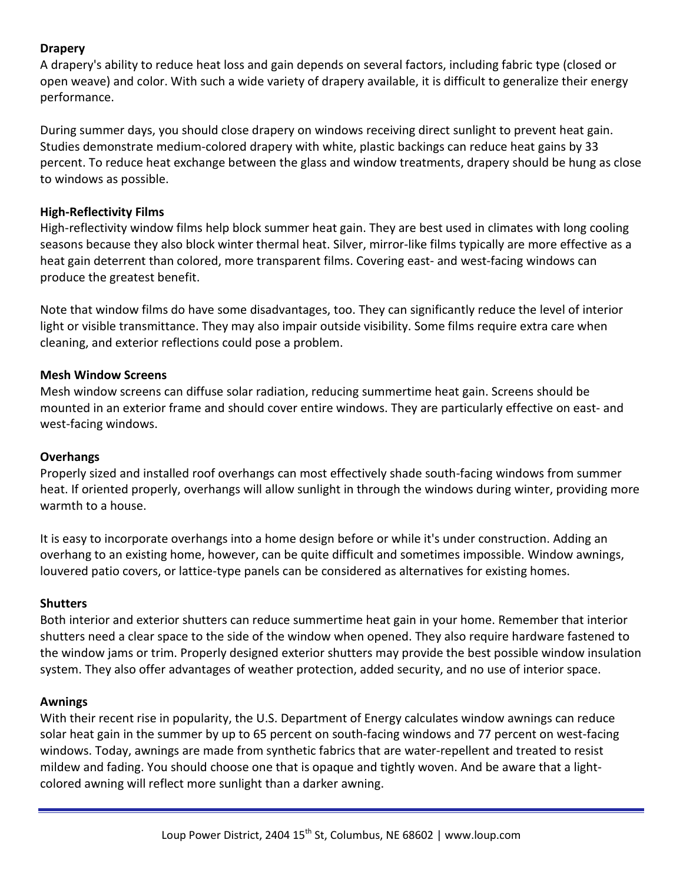**Drapery**

A drapery's ability to reduce heat loss and gain depends on several factors, including fabric type (closed or open weave) and color. With such a wide variety of drapery available, it is difficult to generalize their energy performance.

During summer days, you should close drapery on windows receiving direct sunlight to prevent heat gain. Studies demonstrate medium-colored drapery with white, plastic backings can reduce heat gains by 33 percent. To reduce heat exchange between the glass and window treatments, drapery should be hung as close to windows as possible.

**High-Reflectivity Films**

High-reflectivity window films help block summer heat gain. They are best used in climates with long cooling seasons because they also block winter thermal heat. Silver, mirror-like films typically are more effective as a heat gain deterrent than colored, more transparent films. Covering east- and west-facing windows can produce the greatest benefit.

Note that window films do have some disadvantages, too. They can significantly reduce the level of interior light or visible transmittance. They may also impair outside visibility. Some films require extra care when cleaning, and exterior reflections could pose a problem.

**Mesh Window Screens**

Mesh window screens can diffuse solar radiation, reducing summertime heat gain. Screens should be mounted in an exterior frame and should cover entire windows. They are particularly effective on east- and west-facing windows.

**Overhangs**

Properly sized and installed roof overhangs can most effectively shade south-facing windows from summer heat. If oriented properly, overhangs will allow sunlight in through the windows during winter, providing more warmth to a house.

It is easy to incorporate overhangs into a home design before or while it's under construction. Adding an overhang to an existing home, however, can be quite difficult and sometimes impossible. Window awnings, louvered patio covers, or lattice-type panels can be considered as alternatives for existing homes.

**Shutters**

Both interior and exterior shutters can reduce summertime heat gain in your home. Remember that interior shutters need a clear space to the side of the window when opened. They also require hardware fastened to the window jams or trim. Properly designed exterior shutters may provide the best possible window insulation system. They also offer advantages of weather protection, added security, and no use of interior space.

**Awnings**

With their recent rise in popularity, the U.S. Department of Energy calculates window awnings can reduce solar heat gain in the summer by up to 65 percent on south-facing windows and 77 percent on west-facing windows. Today, awnings are made from synthetic fabrics that are water-repellent and treated to resist mildew and fading. You should choose one that is opaque and tightly woven. And be aware that a light-colored awning will reflect more sunlight than a darker awning.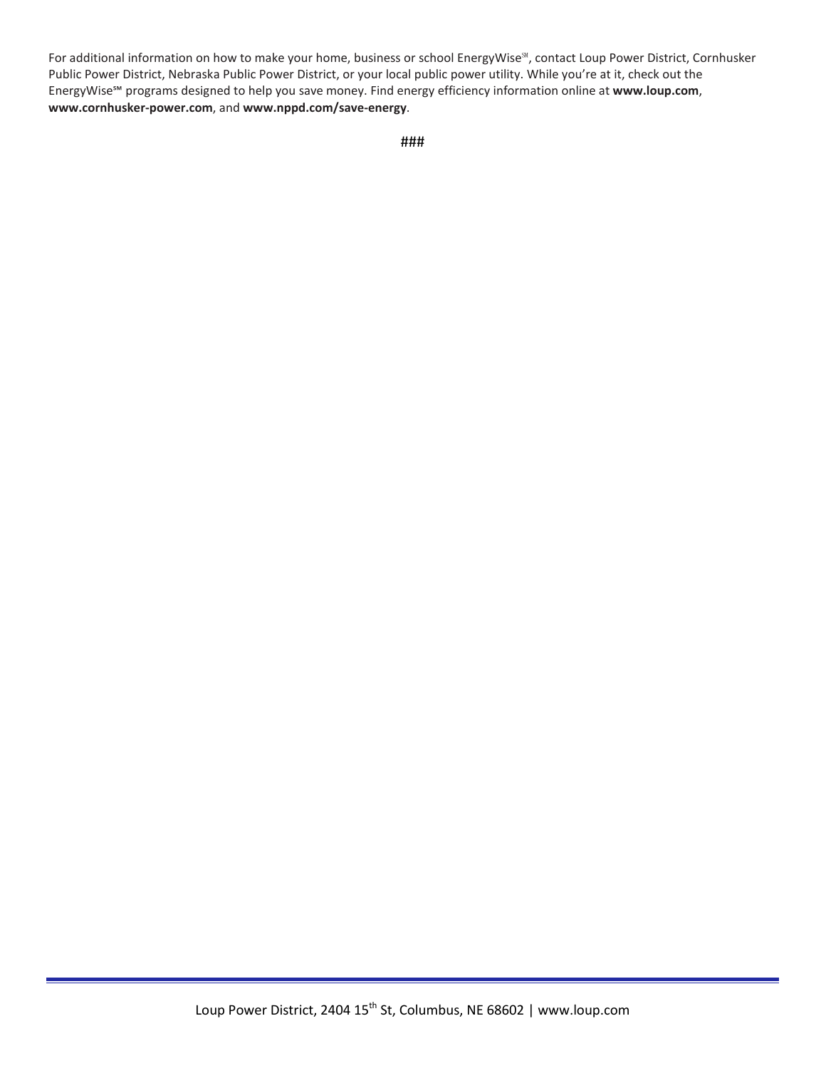For additional information on how to make your home, business or school EnergyWise℠, contact Loup Power District, Cornhusker Public Power District, Nebraska Public Power District, or your local public power utility. While you're at it, check out the EnergyWise℠ programs designed to help you save money. Find energy efficiency information online at **www.loup.com**, **www.cornhusker-power.com**, and **www.nppd.com/save-energy**.

###